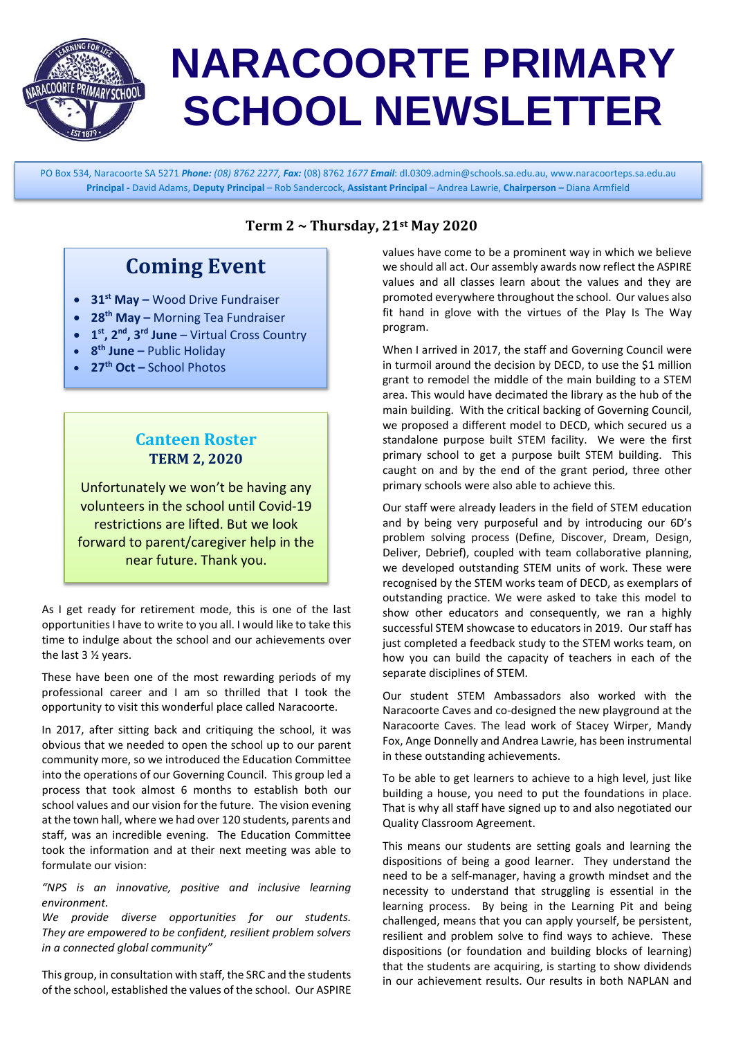# NARACOORTE PRIMARY SCHOOL NEWSLETTER

PO Box 534, Naracoorte SA 5271 ***Phone:*** *(08) 8762 2277,* ***Fax:*** (08) 8762 *1677* ***Email***: dl.0309.admin@schools.sa.edu.au, www.naracoorteps.sa.edu.au
**Principal -** David Adams, **Deputy Principal** – Rob Sandercock, **Assistant Principal** – Andrea Lawrie, **Chairperson –** Diana Armfield

**Term 2 ~ Thursday, 21st May 2020**

## Coming Event

- **31st May –** Wood Drive Fundraiser
- **28th May –** Morning Tea Fundraiser
- **1st, 2nd, 3rd June** – Virtual Cross Country
- **8th June –** Public Holiday
- **27th Oct –** School Photos

## Canteen Roster
### TERM 2, 2020

Unfortunately we won't be having any volunteers in the school until Covid-19 restrictions are lifted. But we look forward to parent/caregiver help in the near future. Thank you.

As I get ready for retirement mode, this is one of the last opportunities I have to write to you all. I would like to take this time to indulge about the school and our achievements over the last 3 ½ years.

These have been one of the most rewarding periods of my professional career and I am so thrilled that I took the opportunity to visit this wonderful place called Naracoorte.

In 2017, after sitting back and critiquing the school, it was obvious that we needed to open the school up to our parent community more, so we introduced the Education Committee into the operations of our Governing Council. This group led a process that took almost 6 months to establish both our school values and our vision for the future. The vision evening at the town hall, where we had over 120 students, parents and staff, was an incredible evening. The Education Committee took the information and at their next meeting was able to formulate our vision:

*"NPS is an innovative, positive and inclusive learning environment.*
*We provide diverse opportunities for our students. They are empowered to be confident, resilient problem solvers in a connected global community"*

This group, in consultation with staff, the SRC and the students of the school, established the values of the school. Our ASPIRE values have come to be a prominent way in which we believe we should all act. Our assembly awards now reflect the ASPIRE values and all classes learn about the values and they are promoted everywhere throughout the school. Our values also fit hand in glove with the virtues of the Play Is The Way program.

When I arrived in 2017, the staff and Governing Council were in turmoil around the decision by DECD, to use the $1 million grant to remodel the middle of the main building to a STEM area. This would have decimated the library as the hub of the main building. With the critical backing of Governing Council, we proposed a different model to DECD, which secured us a standalone purpose built STEM facility. We were the first primary school to get a purpose built STEM building. This caught on and by the end of the grant period, three other primary schools were also able to achieve this.

Our staff were already leaders in the field of STEM education and by being very purposeful and by introducing our 6D's problem solving process (Define, Discover, Dream, Design, Deliver, Debrief), coupled with team collaborative planning, we developed outstanding STEM units of work. These were recognised by the STEM works team of DECD, as exemplars of outstanding practice. We were asked to take this model to show other educators and consequently, we ran a highly successful STEM showcase to educators in 2019. Our staff has just completed a feedback study to the STEM works team, on how you can build the capacity of teachers in each of the separate disciplines of STEM.

Our student STEM Ambassadors also worked with the Naracoorte Caves and co-designed the new playground at the Naracoorte Caves. The lead work of Stacey Wirper, Mandy Fox, Ange Donnelly and Andrea Lawrie, has been instrumental in these outstanding achievements.

To be able to get learners to achieve to a high level, just like building a house, you need to put the foundations in place. That is why all staff have signed up to and also negotiated our Quality Classroom Agreement.

This means our students are setting goals and learning the dispositions of being a good learner. They understand the need to be a self-manager, having a growth mindset and the necessity to understand that struggling is essential in the learning process. By being in the Learning Pit and being challenged, means that you can apply yourself, be persistent, resilient and problem solve to find ways to achieve. These dispositions (or foundation and building blocks of learning) that the students are acquiring, is starting to show dividends in our achievement results. Our results in both NAPLAN and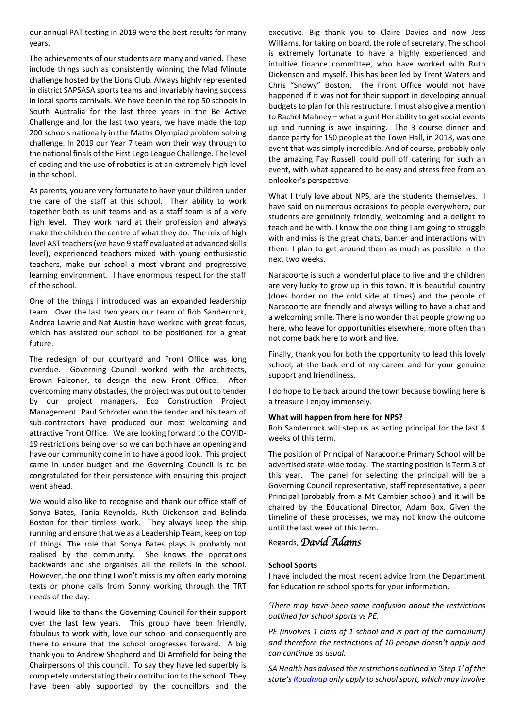our annual PAT testing in 2019 were the best results for many years.

The achievements of our students are many and varied. These include things such as consistently winning the Mad Minute challenge hosted by the Lions Club. Always highly represented in district SAPSASA sports teams and invariably having success in local sports carnivals. We have been in the top 50 schools in South Australia for the last three years in the Be Active Challenge and for the last two years, we have made the top 200 schools nationally in the Maths Olympiad problem solving challenge. In 2019 our Year 7 team won their way through to the national finals of the First Lego League Challenge. The level of coding and the use of robotics is at an extremely high level in the school.

As parents, you are very fortunate to have your children under the care of the staff at this school. Their ability to work together both as unit teams and as a staff team is of a very high level. They work hard at their profession and always make the children the centre of what they do. The mix of high level AST teachers (we have 9 staff evaluated at advanced skills level), experienced teachers mixed with young enthusiastic teachers, make our school a most vibrant and progressive learning environment. I have enormous respect for the staff of the school.

One of the things I introduced was an expanded leadership team. Over the last two years our team of Rob Sandercock, Andrea Lawrie and Nat Austin have worked with great focus, which has assisted our school to be positioned for a great future.

The redesign of our courtyard and Front Office was long overdue. Governing Council worked with the architects, Brown Falconer, to design the new Front Office. After overcoming many obstacles, the project was put out to tender by our project managers, Eco Construction Project Management. Paul Schroder won the tender and his team of sub-contractors have produced our most welcoming and attractive Front Office. We are looking forward to the COVID-19 restrictions being over so we can both have an opening and have our community come in to have a good look. This project came in under budget and the Governing Council is to be congratulated for their persistence with ensuring this project went ahead.

We would also like to recognise and thank our office staff of Sonya Bates, Tania Reynolds, Ruth Dickenson and Belinda Boston for their tireless work. They always keep the ship running and ensure that we as a Leadership Team, keep on top of things. The role that Sonya Bates plays is probably not realised by the community. She knows the operations backwards and she organises all the reliefs in the school. However, the one thing I won't miss is my often early morning texts or phone calls from Sonny working through the TRT needs of the day.

I would like to thank the Governing Council for their support over the last few years. This group have been friendly, fabulous to work with, love our school and consequently are there to ensure that the school progresses forward. A big thank you to Andrew Shepherd and Di Armfield for being the Chairpersons of this council. To say they have led superbly is completely understating their contribution to the school. They have been ably supported by the councillors and the executive. Big thank you to Claire Davies and now Jess Williams, for taking on board, the role of secretary. The school is extremely fortunate to have a highly experienced and intuitive finance committee, who have worked with Ruth Dickenson and myself. This has been led by Trent Waters and Chris "Snowy" Boston. The Front Office would not have happened if it was not for their support in developing annual budgets to plan for this restructure. I must also give a mention to Rachel Mahney – what a gun! Her ability to get social events up and running is awe inspiring. The 3 course dinner and dance party for 150 people at the Town Hall, in 2018, was one event that was simply incredible. And of course, probably only the amazing Fay Russell could pull off catering for such an event, with what appeared to be easy and stress free from an onlooker's perspective.

What I truly love about NPS, are the students themselves. I have said on numerous occasions to people everywhere, our students are genuinely friendly, welcoming and a delight to teach and be with. I know the one thing I am going to struggle with and miss is the great chats, banter and interactions with them. I plan to get around them as much as possible in the next two weeks.

Naracoorte is such a wonderful place to live and the children are very lucky to grow up in this town. It is beautiful country (does border on the cold side at times) and the people of Naracoorte are friendly and always willing to have a chat and a welcoming smile. There is no wonder that people growing up here, who leave for opportunities elsewhere, more often than not come back here to work and live.

Finally, thank you for both the opportunity to lead this lovely school, at the back end of my career and for your genuine support and friendliness.

I do hope to be back around the town because bowling here is a treasure I enjoy immensely.

**What will happen from here for NPS?**

Rob Sandercock will step us as acting principal for the last 4 weeks of this term.

The position of Principal of Naracoorte Primary School will be advertised state-wide today. The starting position is Term 3 of this year. The panel for selecting the principal will be a Governing Council representative, staff representative, a peer Principal (probably from a Mt Gambier school) and it will be chaired by the Educational Director, Adam Box. Given the timeline of these processes, we may not know the outcome until the last week of this term.

Regards, *David Adams*

**School Sports**

I have included the most recent advice from the Department for Education re school sports for your information.

*'There may have been some confusion about the restrictions outlined for school sports vs PE.*

*PE (involves 1 class of 1 school and is part of the curriculum) and therefore the restrictions of 10 people doesn't apply and can continue as usual.*

*SA Health has advised the restrictions outlined in 'Step 1' of the state's Roadmap only apply to school sport, which may involve*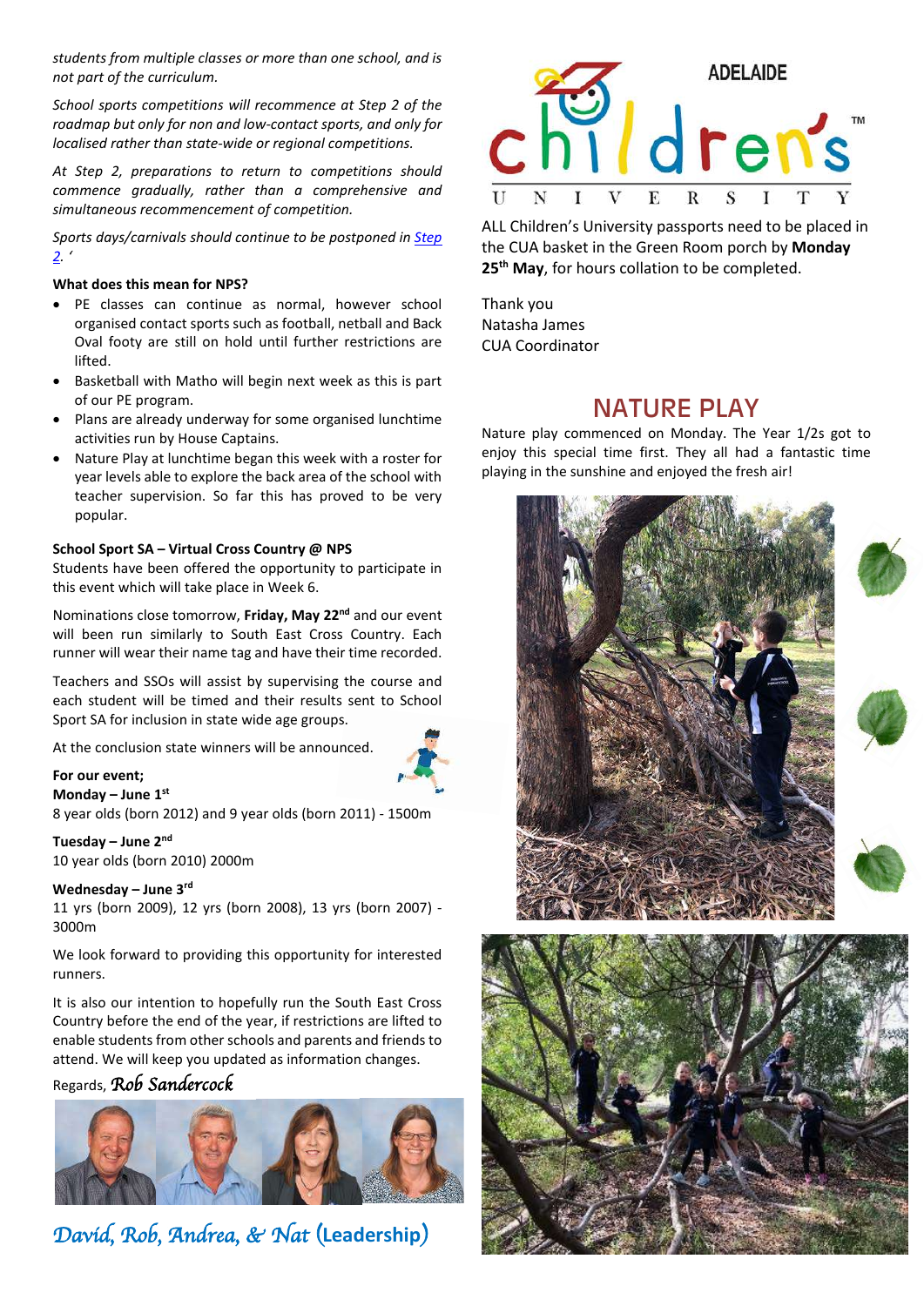*students from multiple classes or more than one school, and is not part of the curriculum.*

*School sports competitions will recommence at Step 2 of the roadmap but only for non and low-contact sports, and only for localised rather than state-wide or regional competitions.*

*At Step 2, preparations to return to competitions should commence gradually, rather than a comprehensive and simultaneous recommencement of competition.*

*Sports days/carnivals should continue to be postponed in [Step 2](). '*

**What does this mean for NPS?**

- PE classes can continue as normal, however school organised contact sports such as football, netball and Back Oval footy are still on hold until further restrictions are lifted.
- Basketball with Matho will begin next week as this is part of our PE program.
- Plans are already underway for some organised lunchtime activities run by House Captains.
- Nature Play at lunchtime began this week with a roster for year levels able to explore the back area of the school with teacher supervision. So far this has proved to be very popular.

**School Sport SA – Virtual Cross Country @ NPS**

Students have been offered the opportunity to participate in this event which will take place in Week 6.

Nominations close tomorrow, **Friday, May 22nd** and our event will been run similarly to South East Cross Country. Each runner will wear their name tag and have their time recorded.

Teachers and SSOs will assist by supervising the course and each student will be timed and their results sent to School Sport SA for inclusion in state wide age groups.

At the conclusion state winners will be announced.

**For our event;**

**Monday – June 1st**
8 year olds (born 2012) and 9 year olds (born 2011) - 1500m

**Tuesday – June 2nd**
10 year olds (born 2010) 2000m

**Wednesday – June 3rd**
11 yrs (born 2009), 12 yrs (born 2008), 13 yrs (born 2007) - 3000m

We look forward to providing this opportunity for interested runners.

It is also our intention to hopefully run the South East Cross Country before the end of the year, if restrictions are lifted to enable students from other schools and parents and friends to attend. We will keep you updated as information changes.

Regards, *Rob Sandercock*

*David, Rob, Andrea, & Nat* (Leadership)

ADELAIDE children's UNIVERSITY

ALL Children's University passports need to be placed in the CUA basket in the Green Room porch by **Monday 25th May**, for hours collation to be completed.

Thank you
Natasha James
CUA Coordinator

## NATURE PLAY

Nature play commenced on Monday. The Year 1/2s got to enjoy this special time first. They all had a fantastic time playing in the sunshine and enjoyed the fresh air!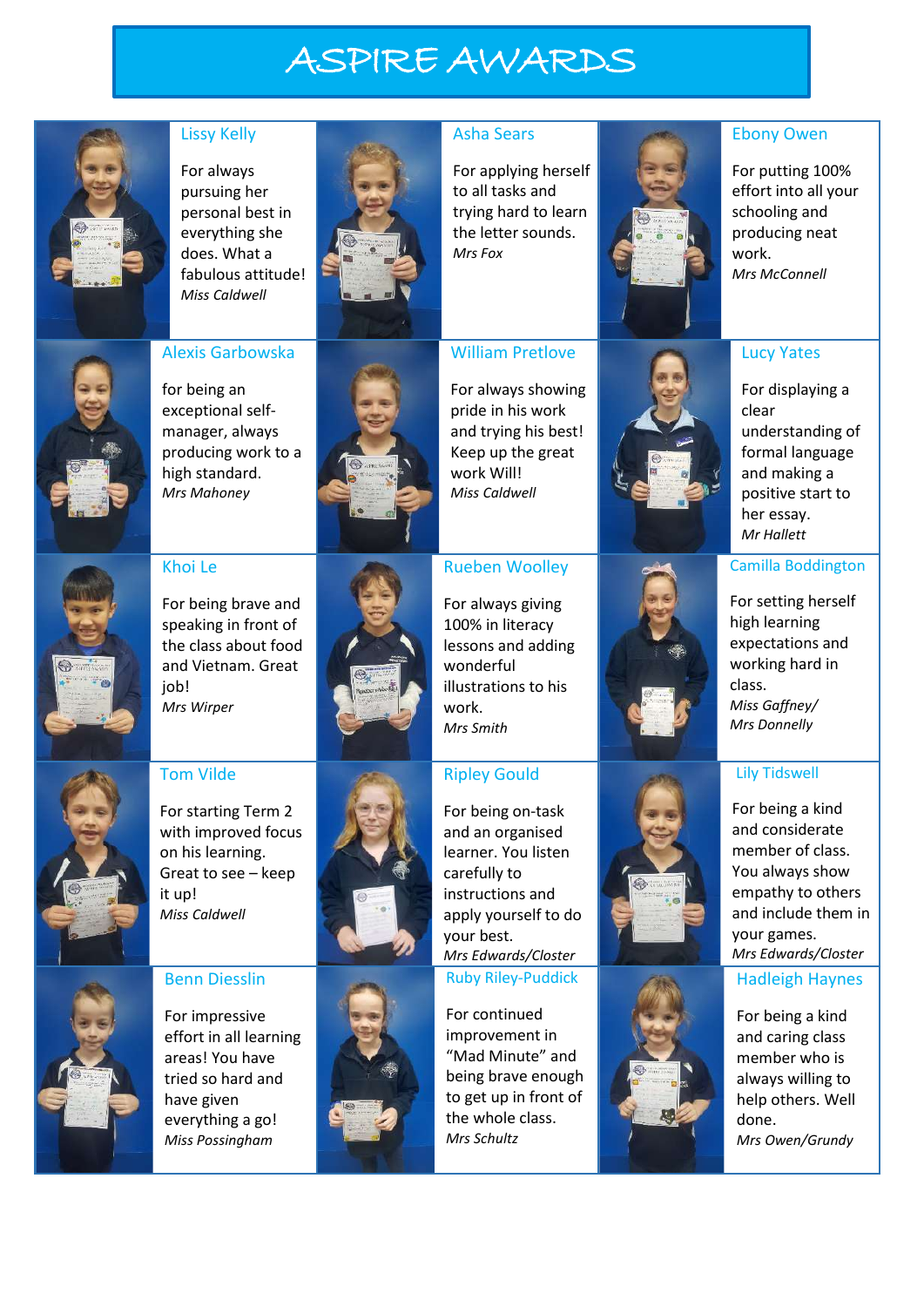# ASPIRE AWARDS

### Lissy Kelly

For always pursuing her personal best in everything she does. What a fabulous attitude!
*Miss Caldwell*

### Asha Sears

For applying herself to all tasks and trying hard to learn the letter sounds.
*Mrs Fox*

### Ebony Owen

For putting 100% effort into all your schooling and producing neat work.
*Mrs McConnell*

### Alexis Garbowska

for being an exceptional self-manager, always producing work to a high standard.
*Mrs Mahoney*

### William Pretlove

For always showing pride in his work and trying his best! Keep up the great work Will!
*Miss Caldwell*

### Lucy Yates

For displaying a clear understanding of formal language and making a positive start to her essay.
*Mr Hallett*

### Khoi Le

For being brave and speaking in front of the class about food and Vietnam. Great job!
*Mrs Wirper*

### Rueben Woolley

For always giving 100% in literacy lessons and adding wonderful illustrations to his work.
*Mrs Smith*

### Camilla Boddington

For setting herself high learning expectations and working hard in class.
*Miss Gaffney/ Mrs Donnelly*

### Tom Vilde

For starting Term 2 with improved focus on his learning. Great to see – keep it up!
*Miss Caldwell*

### Ripley Gould

For being on-task and an organised learner. You listen carefully to instructions and apply yourself to do your best.
*Mrs Edwards/Closter*

### Lily Tidswell

For being a kind and considerate member of class. You always show empathy to others and include them in your games.
*Mrs Edwards/Closter*

### Benn Diesslin

For impressive effort in all learning areas! You have tried so hard and have given everything a go!
*Miss Possingham*

### Ruby Riley-Puddick

For continued improvement in "Mad Minute" and being brave enough to get up in front of the whole class.
*Mrs Schultz*

### Hadleigh Haynes

For being a kind and caring class member who is always willing to help others. Well done.
*Mrs Owen/Grundy*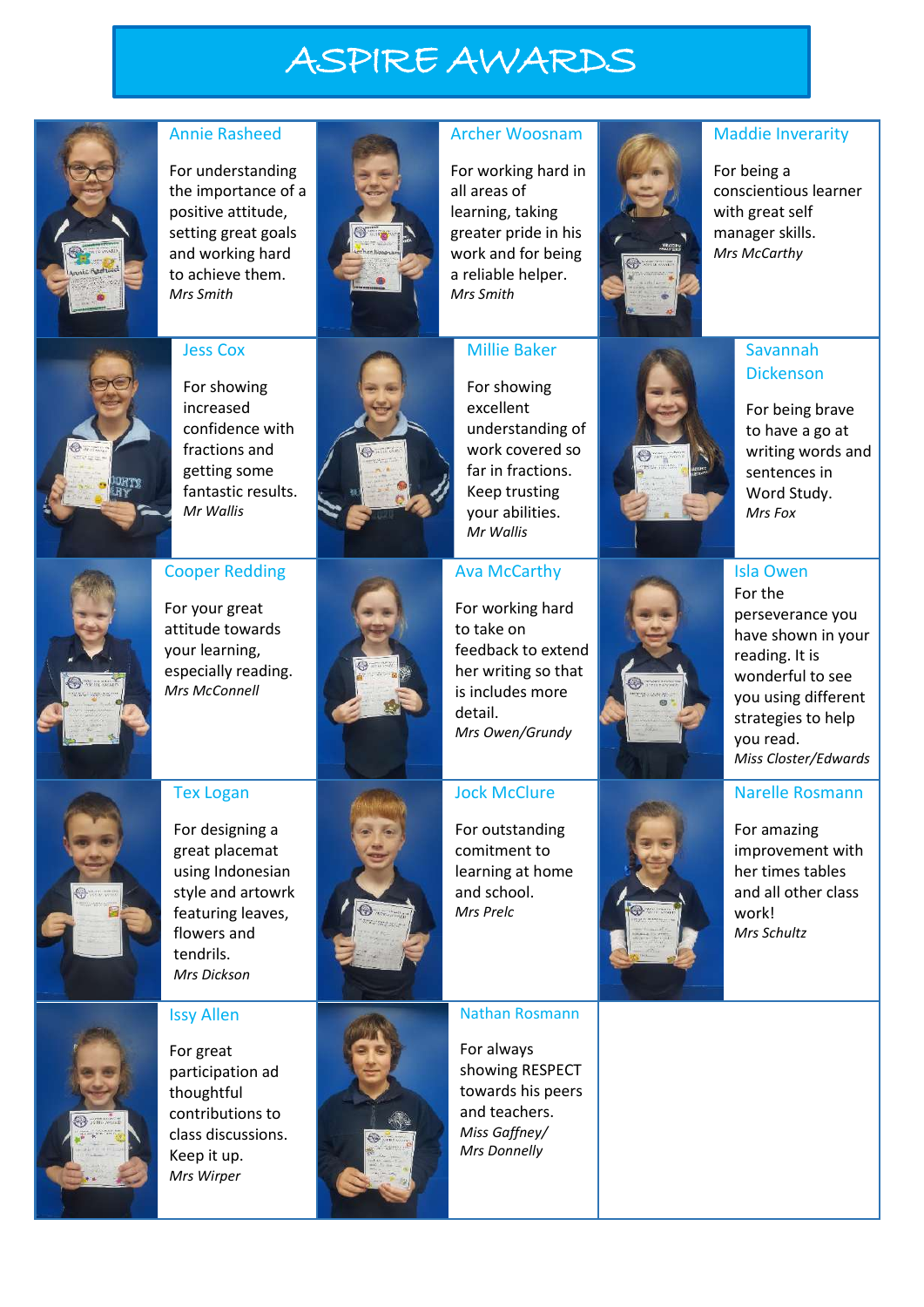# ASPIRE AWARDS

### Annie Rasheed

For understanding the importance of a positive attitude, setting great goals and working hard to achieve them.
*Mrs Smith*

### Archer Woosnam

For working hard in all areas of learning, taking greater pride in his work and for being a reliable helper.
*Mrs Smith*

### Maddie Inverarity

For being a conscientious learner with great self manager skills.
*Mrs McCarthy*

### Jess Cox

For showing increased confidence with fractions and getting some fantastic results.
*Mr Wallis*

### Millie Baker

For showing excellent understanding of work covered so far in fractions. Keep trusting your abilities.
*Mr Wallis*

### Savannah Dickenson

For being brave to have a go at writing words and sentences in Word Study.
*Mrs Fox*

### Cooper Redding

For your great attitude towards your learning, especially reading.
*Mrs McConnell*

### Ava McCarthy

For working hard to take on feedback to extend her writing so that is includes more detail.
*Mrs Owen/Grundy*

### Isla Owen

For the perseverance you have shown in your reading. It is wonderful to see you using different strategies to help you read.
*Miss Closter/Edwards*

### Tex Logan

For designing a great placemat using Indonesian style and artowrk featuring leaves, flowers and tendrils.
*Mrs Dickson*

### Jock McClure

For outstanding comitment to learning at home and school.
*Mrs Prelc*

### Narelle Rosmann

For amazing improvement with her times tables and all other class work!
*Mrs Schultz*

### Issy Allen

For great participation ad thoughtful contributions to class discussions. Keep it up.
*Mrs Wirper*

### Nathan Rosmann

For always showing RESPECT towards his peers and teachers.
*Miss Gaffney/ Mrs Donnelly*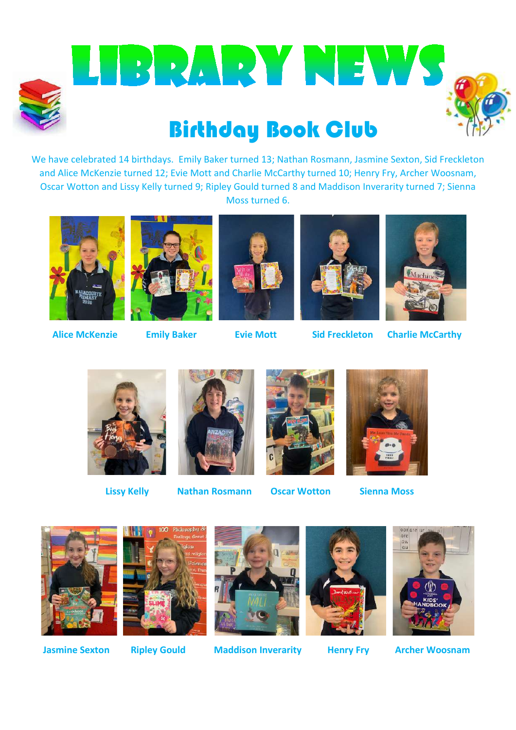# LIBRARY NEWS

## Birthday Book Club

We have celebrated 14 birthdays. Emily Baker turned 13; Nathan Rosmann, Jasmine Sexton, Sid Freckleton and Alice McKenzie turned 12; Evie Mott and Charlie McCarthy turned 10; Henry Fry, Archer Woosnam, Oscar Wotton and Lissy Kelly turned 9; Ripley Gould turned 8 and Maddison Inverarity turned 7; Sienna Moss turned 6.

**Alice McKenzie** **Emily Baker** **Evie Mott** **Sid Freckleton** **Charlie McCarthy**

**Lissy Kelly** **Nathan Rosmann** **Oscar Wotton** **Sienna Moss**

**Jasmine Sexton** **Ripley Gould** **Maddison Inverarity** **Henry Fry** **Archer Woosnam**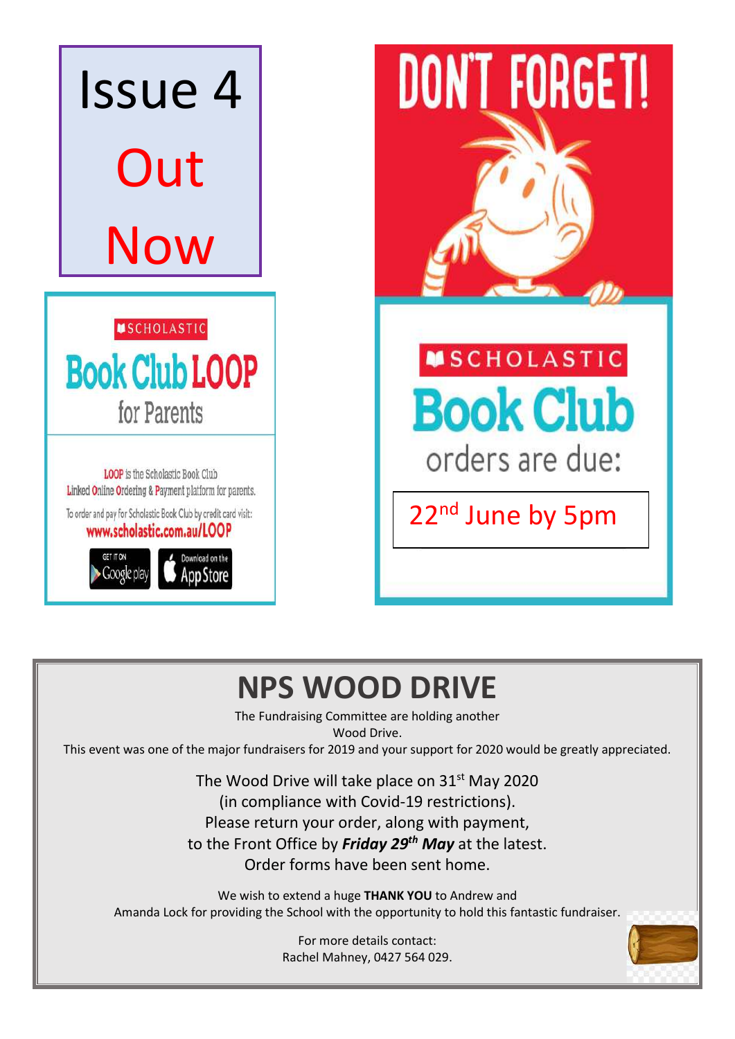# Issue 4 Out Now

SCHOLASTIC

**Book Club LOOP**

for Parents

LOOP is the Scholastic Book Club Linked Online Ordering & Payment platform for parents.

To order and pay for Scholastic Book Club by credit card visit:

**www.scholastic.com.au/LOOP**

GET IT ON Google play

Download on the App Store

# DON'T FORGET!

SCHOLASTIC

**Book Club**

orders are due:

22nd June by 5pm

## NPS WOOD DRIVE

The Fundraising Committee are holding another Wood Drive.

This event was one of the major fundraisers for 2019 and your support for 2020 would be greatly appreciated.

The Wood Drive will take place on 31st May 2020 (in compliance with Covid-19 restrictions).

Please return your order, along with payment, to the Front Office by ***Friday 29th May*** at the latest.

Order forms have been sent home.

We wish to extend a huge **THANK YOU** to Andrew and Amanda Lock for providing the School with the opportunity to hold this fantastic fundraiser.

For more details contact:

Rachel Mahney, 0427 564 029.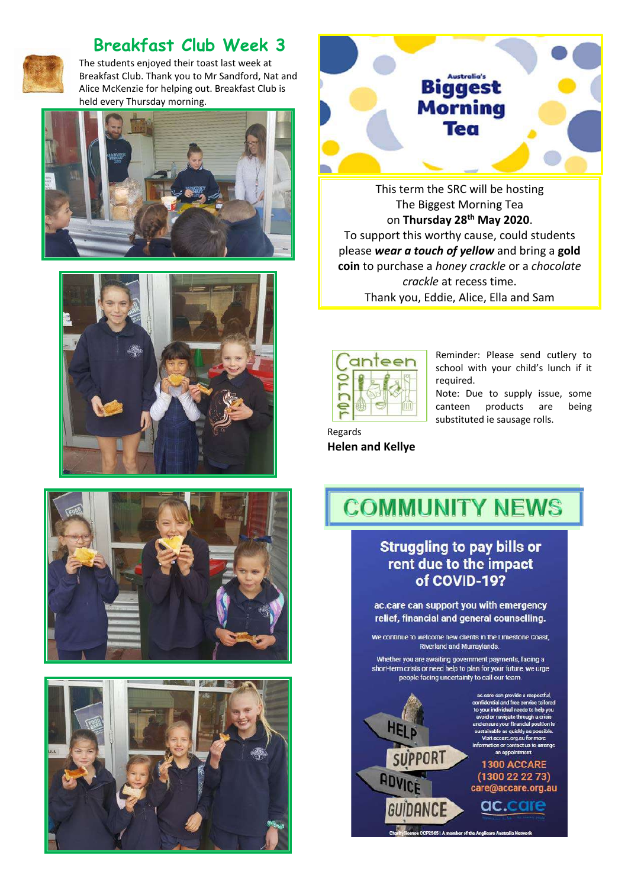## Breakfast Club Week 3

The students enjoyed their toast last week at Breakfast Club. Thank you to Mr Sandford, Nat and Alice McKenzie for helping out. Breakfast Club is held every Thursday morning.

## Australia's Biggest Morning Tea

This term the SRC will be hosting The Biggest Morning Tea on **Thursday 28th May 2020**.
To support this worthy cause, could students please ***wear a touch of yellow*** and bring a **gold coin** to purchase a *honey crackle* or a *chocolate crackle* at recess time.
Thank you, Eddie, Alice, Ella and Sam

## Canteen Corner

Reminder: Please send cutlery to school with your child's lunch if it required.
Note: Due to supply issue, some canteen products are being substituted ie sausage rolls.

Regards
**Helen and Kellye**

## COMMUNITY NEWS

### Struggling to pay bills or rent due to the impact of COVID-19?

**ac.care can support you with emergency relief, financial and general counselling.**

We continue to welcome new clients in the Limestone Coast, Riverland and Murraylands.

Whether you are awaiting government payments, facing a short-term crisis or need help to plan for your future, we urge people facing uncertainty to call our team.

HELP
SUPPORT
ADVICE
GUIDANCE

ac.care can provide a respectful, confidential and free service tailored to your individual needs to help you avoid or navigate through a crisis and ensure your financial position is sustainable as quickly as possible. Visit accare.org.au for more information or contact us to arrange an appointment.

**1300 ACCARE**
**(1300 22 22 73)**
**care@accare.org.au**

ac.care

Charity licence CCP2565 | A member of the Anglicare Australia Network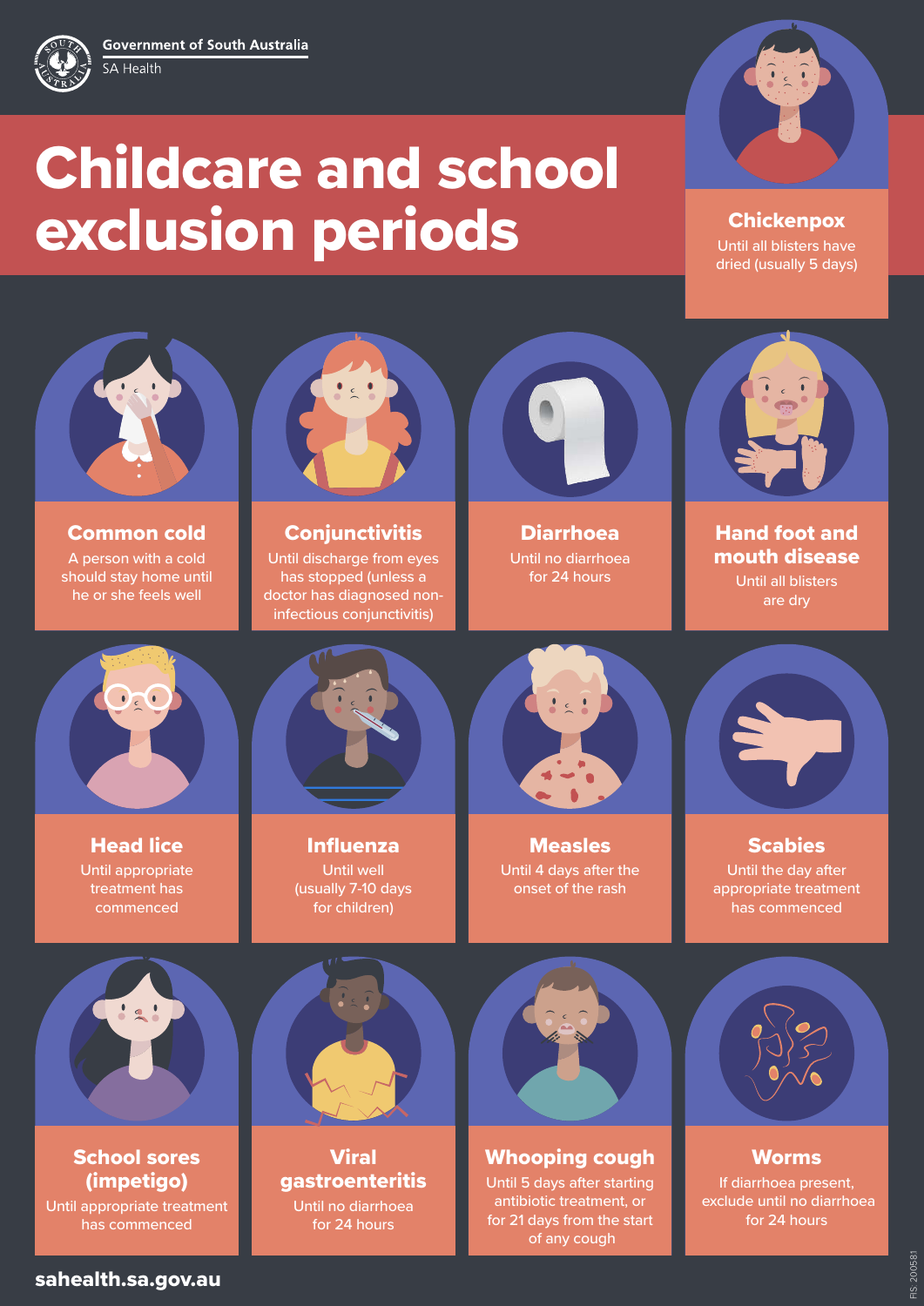Government of South Australia
SA Health

# Childcare and school exclusion periods

## Chickenpox
Until all blisters have dried (usually 5 days)

## Common cold
A person with a cold should stay home until he or she feels well

## Conjunctivitis
Until discharge from eyes has stopped (unless a doctor has diagnosed non-infectious conjunctivitis)

## Diarrhoea
Until no diarrhoea for 24 hours

## Hand foot and mouth disease
Until all blisters are dry

## Head lice
Until appropriate treatment has commenced

## Influenza
Until well (usually 7-10 days for children)

## Measles
Until 4 days after the onset of the rash

## Scabies
Until the day after appropriate treatment has commenced

## School sores (impetigo)
Until appropriate treatment has commenced

## Viral gastroenteritis
Until no diarrhoea for 24 hours

## Whooping cough
Until 5 days after starting antibiotic treatment, or for 21 days from the start of any cough

## Worms
If diarrhoea present, exclude until no diarrhoea for 24 hours

sahealth.sa.gov.au

FIS: 200581